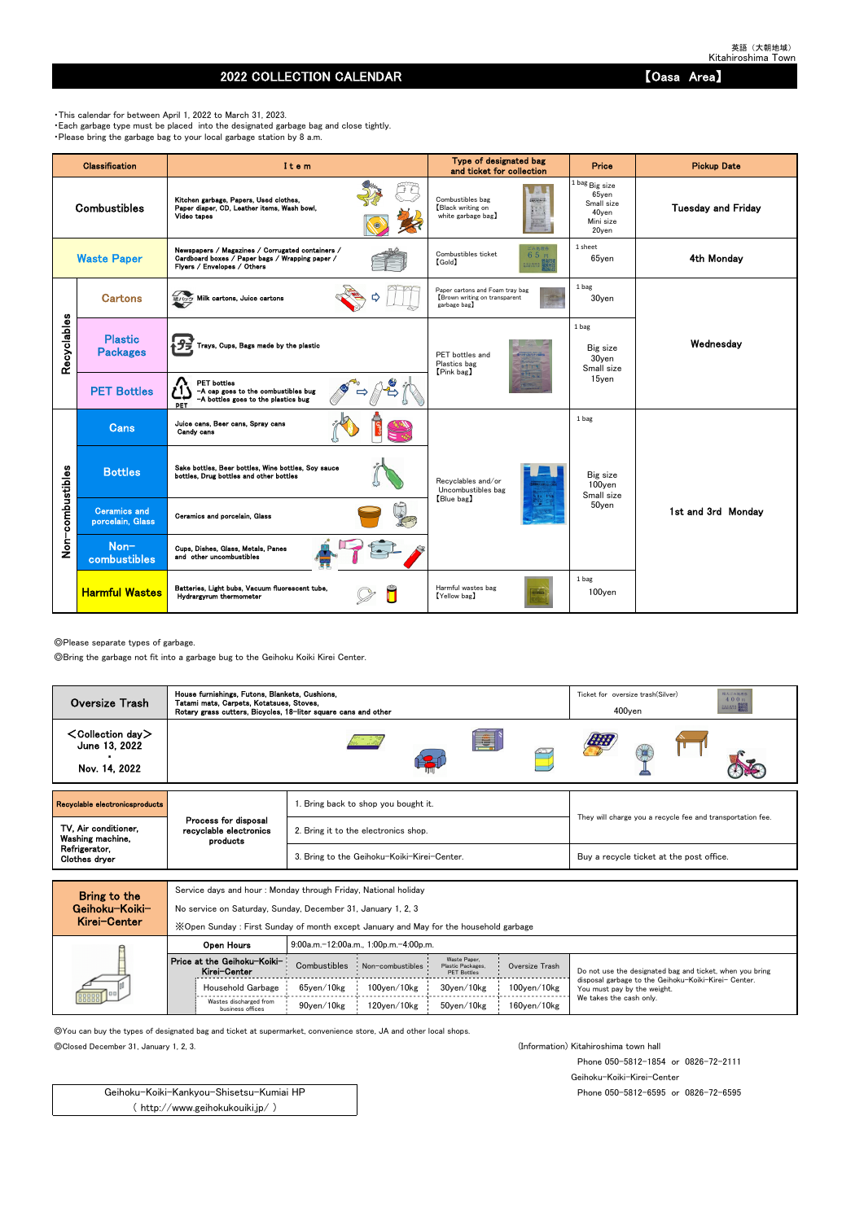英語（大朝地域）
Kitahiroshima Town

# 2022 COLLECTION CALENDAR 【Oasa Area】

- This calendar for between April 1, 2022 to March 31, 2023.
- Each garbage type must be placed into the designated garbage bag and close tightly.
- Please bring the garbage bag to your local garbage station by 8 a.m.

| Classification | | Item | Type of designated bag and ticket for collection | Price | Pickup Date |
|---|---|---|---|---|---|
| Combustibles | | Kitchen garbage, Papers, Used clothes, Paper diaper, CD, Leather items, Wash bowl, Video tapes | Combustibles bag 【Black writing on white garbage bag】 | 1 bag Big size 65yen Small size 40yen Mini size 20yen | Tuesday and Friday |
| Waste Paper | | Newspapers / Magazines / Corrugated containers / Cardboard boxes / Paper bags / Wrapping paper / Flyers / Envelopes / Others | Combustibles ticket 【Gold】 | 1 sheet 65yen | 4th Monday |
| Recyclables | Cartons | Milk cartons, Juice cartons | Paper cartons and Foam tray bag 【Brown writing on transparent garbage bag】 | 1 bag 30yen | Wednesday |
| | Plastic Packages | Trays, Cups, Bags made by the plastic | PET bottles and Plastics bag 【Pink bag】 | 1 bag Big size 30yen Small size 15yen | |
| | PET Bottles | PET bottles -A cap goes to the combustibles bug -A bottles goes to the plastics bug | | | |
| Non-combustibles | Cans | Juice cans, Beer cans, Spray cans Candy cans | Recyclables and/or Uncombustibles bag 【Blue bag】 | 1 bag Big size 100yen Small size 50yen | 1st and 3rd Monday |
| | Bottles | Sake bottles, Beer bottles, Wine bottles, Soy sauce bottles, Drug bottles and other bottles | | | |
| | Ceramics and porcelain, Glass | Ceramics and porcelain, Glass | | | |
| | Non-combustibles | Cups, Dishes, Glass, Metals, Panes and other uncombustibles | | | |
| | Harmful Wastes | Batteries, Light bubs, Vacuum fluorescent tube, Hydrargyrum thermometer | Harmful wastes bag 【Yellow bag】 | 1 bag 100yen | |

◎Please separate types of garbage.
◎Bring the garbage not fit into a garbage bug to the Geihoku Koiki Kirei Center.

| Oversize Trash | House furnishings, Futons, Blankets, Cushions, Tatami mats, Carpets, Kotatsues, Stoves, Rotary grass cutters, Bicycles, 18-liter square cans and other | Ticket for oversize trash(Silver) 400yen |
|---|---|---|
| <Collection day> June 13, 2022 ・ Nov. 14, 2022 | | |

| Recyclable electronicsproducts | Process for disposal recyclable electronics products | | |
|---|---|---|---|
| TV, Air conditioner, Washing machine, Refrigerator, Clothes dryer | | 1. Bring back to shop you bought it. | They will charge you a recycle fee and transportation fee. |
| | | 2. Bring it to the electronics shop. | |
| | | 3. Bring to the Geihoku-Koiki-Kirei-Center. | Buy a recycle ticket at the post office. |

| Bring to the Geihoku-Koiki-Kirei-Center | Service days and hour : Monday through Friday, National holiday<br>No service on Saturday, Sunday, December 31, January 1, 2, 3<br>※Open Sunday : First Sunday of month except January and May for the household garbage | | | | | |
|---|---|---|---|---|---|---|
| | Open Hours | 9:00a.m.-12:00a.m., 1:00p.m.-4:00p.m. | | | | |
| | Price at the Geihoku-Koiki-Kirei-Center | Combustibles | Non-combustibles | Waste Paper, Plastic Packages, PET Bottles | Oversize Trash | Do not use the designated bag and ticket, when you bring disposal garbage to the Geihoku-Koiki-Kirei- Center. You must pay by the weight. We takes the cash only. |
| | Household Garbage | 65yen/10kg | 100yen/10kg | 30yen/10kg | 100yen/10kg | |
| | Wastes discharged from business offices | 90yen/10kg | 120yen/10kg | 50yen/10kg | 160yen/10kg | |

◎You can buy the types of designated bag and ticket at supermarket, convenience store, JA and other local shops.
◎Closed December 31, January 1, 2, 3.

(Information) Kitahiroshima town hall
Phone 050-5812-1854 or 0826-72-2111
Geihoku-Koiki-Kirei-Center
Phone 050-5812-6595 or 0826-72-6595

Geihoku-Koiki-Kankyou-Shisetsu-Kumiai HP
( http://www.geihokukouiki.jp/ )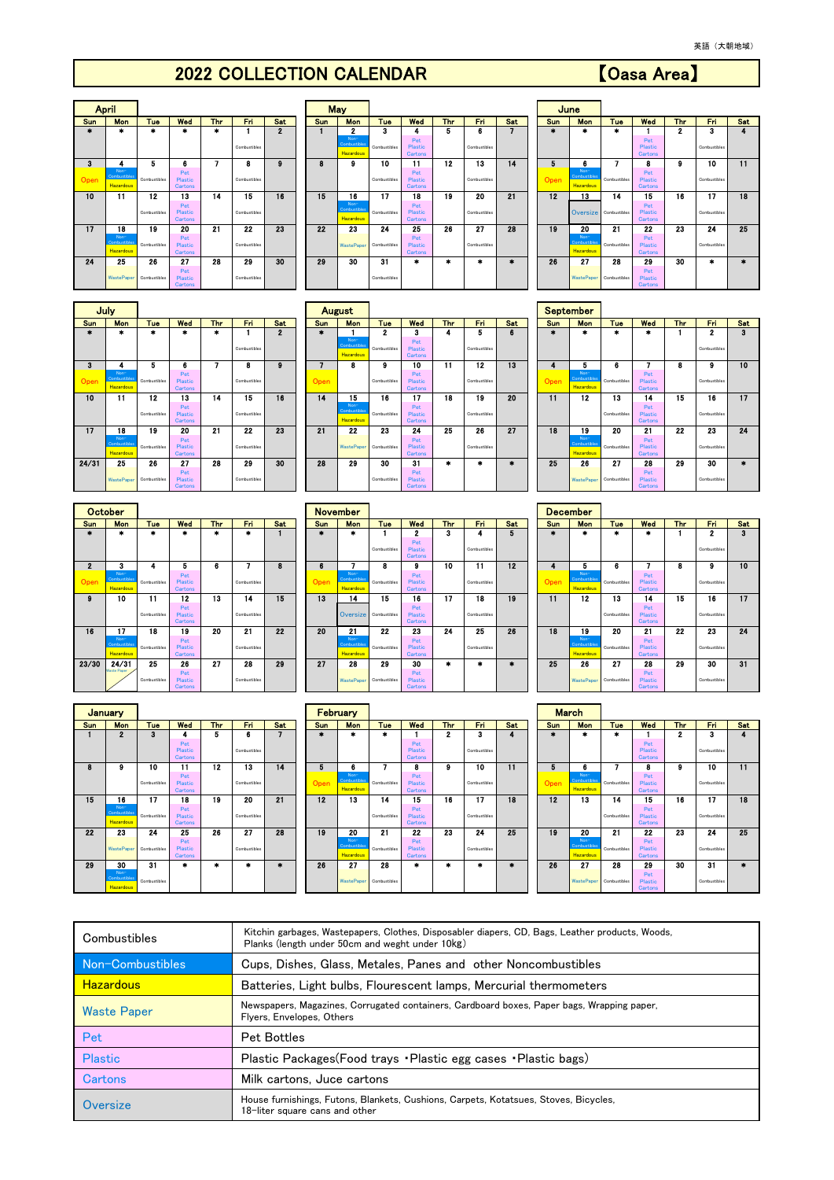英語（大朝地域）

# 2022 COLLECTION CALENDAR 【Oasa Area】

## April

| Sun | Mon | Tue | Wed | Thr | Fri | Sat |
|---|---|---|---|---|---|---|
| * | * | * | * | * | 1 Combustibles | 2 |
| 3 Open | 4 Non-Combustibles Hazardous | 5 Combustibles | 6 Pet Plastic Cartons | 7 | 8 Combustibles | 9 |
| 10 | 11 | 12 Combustibles | 13 Pet Plastic Cartons | 14 | 15 Combustibles | 16 |
| 17 | 18 Non-Combustibles Hazardous | 19 Combustibles | 20 Pet Plastic Cartons | 21 | 22 Combustibles | 23 |
| 24 | 25 WastePaper | 26 Combustibles | 27 Pet Plastic Cartons | 28 | 29 Combustibles | 30 |

## May

| Sun | Mon | Tue | Wed | Thr | Fri | Sat |
|---|---|---|---|---|---|---|
| 1 | 2 Non-Combustibles Hazardous | 3 Combustibles | 4 Pet Plastic Cartons | 5 | 6 Combustibles | 7 |
| 8 | 9 | 10 Combustibles | 11 Pet Plastic Cartons | 12 | 13 Combustibles | 14 |
| 15 | 16 Non-Combustibles Hazardous | 17 Combustibles | 18 Pet Plastic Cartons | 19 | 20 Combustibles | 21 |
| 22 | 23 WastePaper | 24 Combustibles | 25 Pet Plastic Cartons | 26 | 27 Combustibles | 28 |
| 29 | 30 | 31 Combustibles | * | * | * | * |

## June

| Sun | Mon | Tue | Wed | Thr | Fri | Sat |
|---|---|---|---|---|---|---|
| * | * | * | 1 Pet Plastic Cartons | 2 | 3 Combustibles | 4 |
| 5 Open | 6 Non-Combustibles Hazardous | 7 Combustibles | 8 Pet Plastic Cartons | 9 | 10 Combustibles | 11 |
| 12 | 13 Oversize | 14 Combustibles | 15 Pet Plastic Cartons | 16 | 17 Combustibles | 18 |
| 19 | 20 Non-Combustibles Hazardous | 21 Combustibles | 22 Pet Plastic Cartons | 23 | 24 Combustibles | 25 |
| 26 | 27 WastePaper | 28 Combustibles | 29 Pet Plastic Cartons | 30 | * | * |

## July

| Sun | Mon | Tue | Wed | Thr | Fri | Sat |
|---|---|---|---|---|---|---|
| * | * | * | * | * | 1 Combustibles | 2 |
| 3 Open | 4 Non-Combustibles Hazardous | 5 Combustibles | 6 Pet Plastic Cartons | 7 | 8 Combustibles | 9 |
| 10 | 11 | 12 Combustibles | 13 Pet Plastic Cartons | 14 | 15 Combustibles | 16 |
| 17 | 18 Non-Combustibles Hazardous | 19 Combustibles | 20 Pet Plastic Cartons | 21 | 22 Combustibles | 23 |
| 24/31 | 25 WastePaper | 26 Combustibles | 27 Pet Plastic Cartons | 28 | 29 Combustibles | 30 |

## August

| Sun | Mon | Tue | Wed | Thr | Fri | Sat |
|---|---|---|---|---|---|---|
| * | 1 Non-Combustibles Hazardous | 2 Combustibles | 3 Pet Plastic Cartons | 4 | 5 Combustibles | 6 |
| 7 Open | 8 | 9 Combustibles | 10 Pet Plastic Cartons | 11 | 12 Combustibles | 13 |
| 14 | 15 Non-Combustibles Hazardous | 16 Combustibles | 17 Pet Plastic Cartons | 18 | 19 Combustibles | 20 |
| 21 | 22 WastePaper | 23 Combustibles | 24 Pet Plastic Cartons | 25 | 26 Combustibles | 27 |
| 28 | 29 | 30 Combustibles | 31 Pet Plastic Cartons | * | * | * |

## September

| Sun | Mon | Tue | Wed | Thr | Fri | Sat |
|---|---|---|---|---|---|---|
| * | * | * | * | 1 | 2 Combustibles | 3 |
| 4 Open | 5 Non-Combustibles Hazardous | 6 Combustibles | 7 Pet Plastic Cartons | 8 | 9 Combustibles | 10 |
| 11 | 12 | 13 Combustibles | 14 Pet Plastic Cartons | 15 | 16 Combustibles | 17 |
| 18 | 19 Non-Combustibles Hazardous | 20 Combustibles | 21 Pet Plastic Cartons | 22 | 23 Combustibles | 24 |
| 25 | 26 WastePaper | 27 Combustibles | 28 Pet Plastic Cartons | 29 | 30 Combustibles | * |

## October

| Sun | Mon | Tue | Wed | Thr | Fri | Sat |
|---|---|---|---|---|---|---|
| * | * | * | * | * | * | 1 |
| 2 Open | 3 Non-Combustibles Hazardous | 4 Combustibles | 5 Pet Plastic Cartons | 6 | 7 Combustibles | 8 |
| 9 | 10 | 11 Combustibles | 12 Pet Plastic Cartons | 13 | 14 Combustibles | 15 |
| 16 | 17 Non-Combustibles Hazardous | 18 Combustibles | 19 Pet Plastic Cartons | 20 | 21 Combustibles | 22 |
| 23/30 | 24/31 Waste Paper | 25 Combustibles | 26 Pet Plastic Cartons | 27 | 28 Combustibles | 29 |

## November

| Sun | Mon | Tue | Wed | Thr | Fri | Sat |
|---|---|---|---|---|---|---|
| * | * | 1 Combustibles | 2 Pet Plastic Cartons | 3 | 4 Combustibles | 5 |
| 6 Open | 7 Non-Combustibles Hazardous | 8 Combustibles | 9 Pet Plastic Cartons | 10 | 11 Combustibles | 12 |
| 13 | 14 Oversize | 15 Combustibles | 16 Pet Plastic Cartons | 17 | 18 Combustibles | 19 |
| 20 | 21 Non-Combustibles Hazardous | 22 Combustibles | 23 Pet Plastic Cartons | 24 | 25 Combustibles | 26 |
| 27 | 28 WastePaper | 29 Combustibles | 30 Pet Plastic Cartons | * | * | * |

## December

| Sun | Mon | Tue | Wed | Thr | Fri | Sat |
|---|---|---|---|---|---|---|
| * | * | * | * | 1 | 2 Combustibles | 3 |
| 4 Open | 5 Non-Combustibles Hazardous | 6 Combustibles | 7 Pet Plastic Cartons | 8 | 9 Combustibles | 10 |
| 11 | 12 | 13 Combustibles | 14 Pet Plastic Cartons | 15 | 16 Combustibles | 17 |
| 18 | 19 Non-Combustibles Hazardous | 20 Combustibles | 21 Pet Plastic Cartons | 22 | 23 Combustibles | 24 |
| 25 | 26 WastePaper | 27 Combustibles | 28 Pet Plastic Cartons | 29 | 30 Combustibles | 31 |

## January

| Sun | Mon | Tue | Wed | Thr | Fri | Sat |
|---|---|---|---|---|---|---|
| 1 | 2 | 3 | 4 Pet Plastic Cartons | 5 | 6 Combustibles | 7 |
| 8 | 9 | 10 Combustibles | 11 Pet Plastic Cartons | 12 | 13 Combustibles | 14 |
| 15 | 16 Non-Combustibles Hazardous | 17 Combustibles | 18 Pet Plastic Cartons | 19 | 20 Combustibles | 21 |
| 22 | 23 WastePaper | 24 Combustibles | 25 Pet Plastic Cartons | 26 | 27 Combustibles | 28 |
| 29 | 30 Non-Combustibles Hazardous | 31 Combustibles | * | * | * | * |

## February

| Sun | Mon | Tue | Wed | Thr | Fri | Sat |
|---|---|---|---|---|---|---|
| * | * | * | 1 Pet Plastic Cartons | 2 | 3 Combustibles | 4 |
| 5 Open | 6 Non-Combustibles Hazardous | 7 Combustibles | 8 Pet Plastic Cartons | 9 | 10 Combustibles | 11 |
| 12 | 13 | 14 Combustibles | 15 Pet Plastic Cartons | 16 | 17 Combustibles | 18 |
| 19 | 20 Non-Combustibles Hazardous | 21 Combustibles | 22 Pet Plastic Cartons | 23 | 24 Combustibles | 25 |
| 26 | 27 WastePaper | 28 Combustibles | * | * | * | * |

## March

| Sun | Mon | Tue | Wed | Thr | Fri | Sat |
|---|---|---|---|---|---|---|
| * | * | * | 1 Pet Plastic Cartons | 2 | 3 Combustibles | 4 |
| 5 Open | 6 Non-Combustibles Hazardous | 7 Combustibles | 8 Pet Plastic Cartons | 9 | 10 Combustibles | 11 |
| 12 | 13 | 14 Combustibles | 15 Pet Plastic Cartons | 16 | 17 Combustibles | 18 |
| 19 | 20 Non-Combustibles Hazardous | 21 Combustibles | 22 Pet Plastic Cartons | 23 | 24 Combustibles | 25 |
| 26 | 27 WastePaper | 28 Combustibles | 29 Pet Plastic Cartons | 30 | 31 Combustibles | * |

| | |
|---|---|
| Combustibles | Kitchin garbages, Wastepapers, Clothes, Disposabler diapers, CD, Bags, Leather products, Woods, Planks (length under 50cm and weght under 10kg) |
| Non-Combustibles | Cups, Dishes, Glass, Metales, Panes and other Noncombustibles |
| Hazardous | Batteries, Light bulbs, Flourescent lamps, Mercurial thermometers |
| Waste Paper | Newspapers, Magazines, Corrugated containers, Cardboard boxes, Paper bags, Wrapping paper, Flyers, Envelopes, Others |
| Pet | Pet Bottles |
| Plastic | Plastic Packages(Food trays ・Plastic egg cases ・Plastic bags) |
| Cartons | Milk cartons, Juce cartons |
| Oversize | House furnishings, Futons, Blankets, Cushions, Carpets, Kotatsues, Stoves, Bicycles, 18-liter square cans and other |